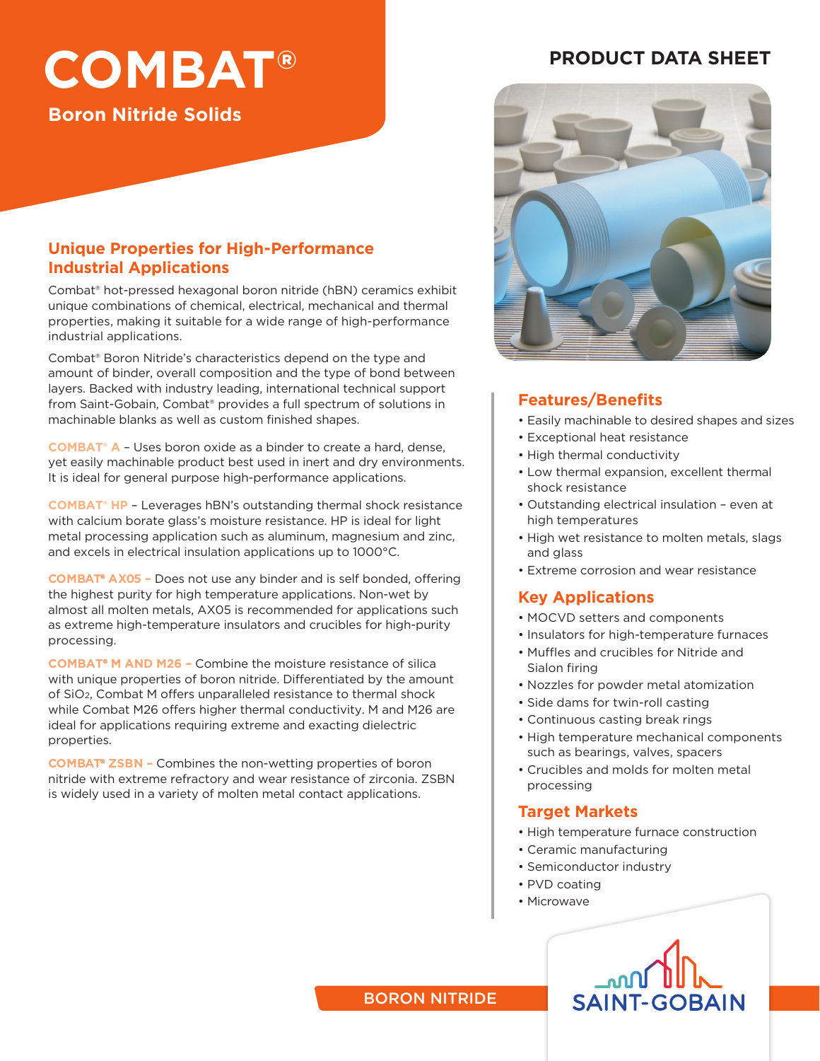# COMBAT®

## Boron Nitride Solids

# PRODUCT DATA SHEET

## Unique Properties for High-Performance Industrial Applications

Combat® hot-pressed hexagonal boron nitride (hBN) ceramics exhibit unique combinations of chemical, electrical, mechanical and thermal properties, making it suitable for a wide range of high-performance industrial applications.

Combat® Boron Nitride's characteristics depend on the type and amount of binder, overall composition and the type of bond between layers. Backed with industry leading, international technical support from Saint-Gobain, Combat® provides a full spectrum of solutions in machinable blanks as well as custom finished shapes.

**COMBAT® A** – Uses boron oxide as a binder to create a hard, dense, yet easily machinable product best used in inert and dry environments. It is ideal for general purpose high-performance applications.

**COMBAT® HP** – Leverages hBN's outstanding thermal shock resistance with calcium borate glass's moisture resistance. HP is ideal for light metal processing application such as aluminum, magnesium and zinc, and excels in electrical insulation applications up to 1000°C.

**COMBAT® AX05 –** Does not use any binder and is self bonded, offering the highest purity for high temperature applications. Non-wet by almost all molten metals, AX05 is recommended for applications such as extreme high-temperature insulators and crucibles for high-purity processing.

**COMBAT® M AND M26 –** Combine the moisture resistance of silica with unique properties of boron nitride. Differentiated by the amount of $SiO_2$, Combat M offers unparalleled resistance to thermal shock while Combat M26 offers higher thermal conductivity. M and M26 are ideal for applications requiring extreme and exacting dielectric properties.

**COMBAT® ZSBN –** Combines the non-wetting properties of boron nitride with extreme refractory and wear resistance of zirconia. ZSBN is widely used in a variety of molten metal contact applications.

## Features/Benefits

- Easily machinable to desired shapes and sizes
- Exceptional heat resistance
- High thermal conductivity
- Low thermal expansion, excellent thermal shock resistance
- Outstanding electrical insulation – even at high temperatures
- High wet resistance to molten metals, slags and glass
- Extreme corrosion and wear resistance

## Key Applications

- MOCVD setters and components
- Insulators for high-temperature furnaces
- Muffles and crucibles for Nitride and Sialon firing
- Nozzles for powder metal atomization
- Side dams for twin-roll casting
- Continuous casting break rings
- High temperature mechanical components such as bearings, valves, spacers
- Crucibles and molds for molten metal processing

## Target Markets

- High temperature furnace construction
- Ceramic manufacturing
- Semiconductor industry
- PVD coating
- Microwave

BORON NITRIDE

SAINT-GOBAIN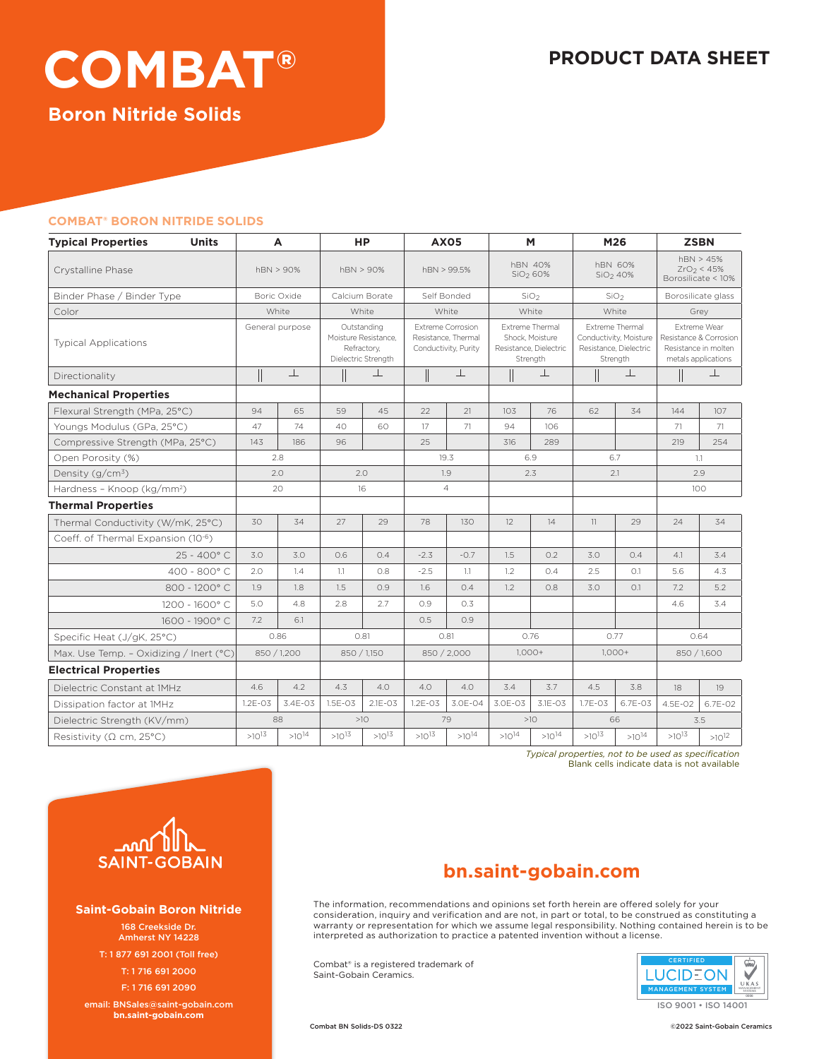# COMBAT®

## Boron Nitride Solids

# PRODUCT DATA SHEET

### COMBAT® BORON NITRIDE SOLIDS

| Typical Properties | Units | A | | HP | | AX05 | | M | | M26 | | ZSBN | |
|---|---|---|---|---|---|---|---|---|---|---|---|---|---|
| Crystalline Phase | | hBN > 90% | | hBN > 90% | | hBN > 99.5% | | hBN 40% $SiO_2$ 60% | | hBN 60% $SiO_2$ 40% | | hBN > 45% $ZrO_2$ < 45% Borosilicate < 10% | |
| Binder Phase / Binder Type | | Boric Oxide | | Calcium Borate | | Self Bonded | | $SiO_2$ | | $SiO_2$ | | Borosilicate glass | |
| Color | | White | | White | | White | | White | | White | | Grey | |
| Typical Applications | | General purpose | | Outstanding Moisture Resistance, Refractory, Dielectric Strength | | Extreme Corrosion Resistance, Thermal Conductivity, Purity | | Extreme Thermal Shock, Moisture Resistance, Dielectric Strength | | Extreme Thermal Conductivity, Moisture Resistance, Dielectric Strength | | Extreme Wear Resistance & Corrosion Resistance in molten metals applications | |
| Directionality | | ‖ | ⊥ | ‖ | ⊥ | ‖ | ⊥ | ‖ | ⊥ | ‖ | ⊥ | ‖ | ⊥ |
| **Mechanical Properties** | | | | | | | | | | | | | |
| Flexural Strength (MPa, 25°C) | | 94 | 65 | 59 | 45 | 22 | 21 | 103 | 76 | 62 | 34 | 144 | 107 |
| Youngs Modulus (GPa, 25°C) | | 47 | 74 | 40 | 60 | 17 | 71 | 94 | 106 | | | 71 | 71 |
| Compressive Strength (MPa, 25°C) | | 143 | 186 | 96 | | 25 | | 316 | 289 | | | 219 | 254 |
| Open Porosity (%) | | 2.8 | | | | 19.3 | | 6.9 | | 6.7 | | 1.1 | |
| Density (g/cm³) | | 2.0 | | 2.0 | | 1.9 | | 2.3 | | 2.1 | | 2.9 | |
| Hardness – Knoop (kg/mm²) | | 20 | | 16 | | 4 | | | | | | 100 | |
| **Thermal Properties** | | | | | | | | | | | | | |
| Thermal Conductivity (W/mK, 25°C) | | 30 | 34 | 27 | 29 | 78 | 130 | 12 | 14 | 11 | 29 | 24 | 34 |
| Coeff. of Thermal Expansion ($10^{-6}$) | | | | | | | | | | | | | |
| 25 - 400° C | | 3.0 | 3.0 | 0.6 | 0.4 | -2.3 | -0.7 | 1.5 | 0.2 | 3.0 | 0.4 | 4.1 | 3.4 |
| 400 - 800° C | | 2.0 | 1.4 | 1.1 | 0.8 | -2.5 | 1.1 | 1.2 | 0.4 | 2.5 | 0.1 | 5.6 | 4.3 |
| 800 - 1200° C | | 1.9 | 1.8 | 1.5 | 0.9 | 1.6 | 0.4 | 1.2 | 0.8 | 3.0 | 0.1 | 7.2 | 5.2 |
| 1200 - 1600° C | | 5.0 | 4.8 | 2.8 | 2.7 | 0.9 | 0.3 | | | | | 4.6 | 3.4 |
| 1600 - 1900° C | | 7.2 | 6.1 | | | 0.5 | 0.9 | | | | | | |
| Specific Heat (J/gK, 25°C) | | 0.86 | | 0.81 | | 0.81 | | 0.76 | | 0.77 | | 0.64 | |
| Max. Use Temp. – Oxidizing / Inert (°C) | | 850 / 1,200 | | 850 / 1,150 | | 850 / 2,000 | | 1,000+ | | 1,000+ | | 850 / 1,600 | |
| **Electrical Properties** | | | | | | | | | | | | | |
| Dielectric Constant at 1MHz | | 4.6 | 4.2 | 4.3 | 4.0 | 4.0 | 4.0 | 3.4 | 3.7 | 4.5 | 3.8 | 18 | 19 |
| Dissipation factor at 1MHz | | 1.2E-03 | 3.4E-03 | 1.5E-03 | 2.1E-03 | 1.2E-03 | 3.0E-04 | 3.0E-03 | 3.1E-03 | 1.7E-03 | 6.7E-03 | 4.5E-02 | 6.7E-02 |
| Dielectric Strength (KV/mm) | | 88 | | >10 | | 79 | | >10 | | 66 | | 3.5 | |
| Resistivity (Ω cm, 25°C) | | $>10^{13}$ | $>10^{14}$ | $>10^{13}$ | $>10^{13}$ | $>10^{13}$ | $>10^{14}$ | $>10^{14}$ | $>10^{14}$ | $>10^{13}$ | $>10^{14}$ | $>10^{13}$ | $>10^{12}$ |

*Typical properties, not to be used as specification*
Blank cells indicate data is not available

SAINT-GOBAIN

**Saint-Gobain Boron Nitride**

168 Creekside Dr.
Amherst NY 14228

T: 1 877 691 2001 (Toll free)

T: 1 716 691 2000

F: 1 716 691 2090

email: BNSales@saint-gobain.com
bn.saint-gobain.com

## bn.saint-gobain.com

The information, recommendations and opinions set forth herein are offered solely for your consideration, inquiry and verification and are not, in part or total, to be construed as constituting a warranty or representation for which we assume legal responsibility. Nothing contained herein is to be interpreted as authorization to practice a patented invention without a license.

Combat® is a registered trademark of Saint-Gobain Ceramics.

CERTIFIED LUCIDEON MANAGEMENT SYSTEM

ISO 9001 • ISO 14001

Combat BN Solids-DS 0322

©2022 Saint-Gobain Ceramics